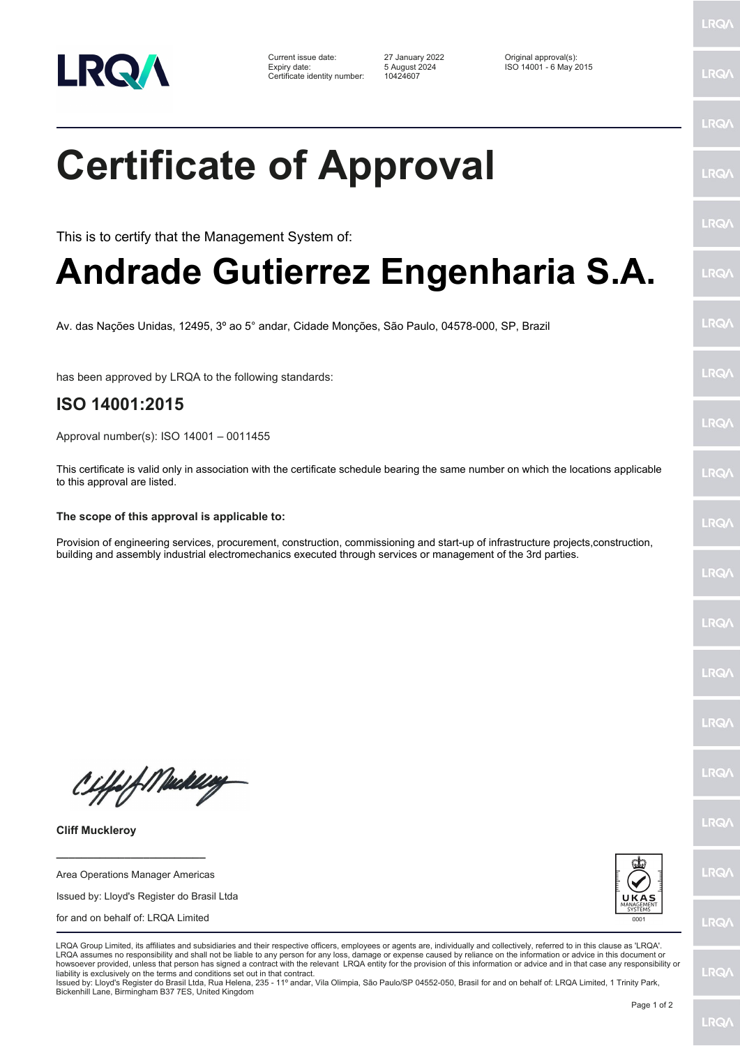LRQA

| | | |
|---|---|---|
| Current issue date: | 27 January 2022 | Original approval(s): |
| Expiry date: | 5 August 2024 | ISO 14001 - 6 May 2015 |
| Certificate identity number: | 10424607 | |

# Certificate of Approval

This is to certify that the Management System of:

# Andrade Gutierrez Engenharia S.A.

Av. das Nações Unidas, 12495, 3º ao 5° andar, Cidade Monções, São Paulo, 04578-000, SP, Brazil

has been approved by LRQA to the following standards:

## ISO 14001:2015

Approval number(s): ISO 14001 – 0011455

This certificate is valid only in association with the certificate schedule bearing the same number on which the locations applicable to this approval are listed.

**The scope of this approval is applicable to:**

Provision of engineering services, procurement, construction, commissioning and start-up of infrastructure projects,construction, building and assembly industrial electromechanics executed through services or management of the 3rd parties.

**Cliff Muckleroy**

Area Operations Manager Americas

Issued by: Lloyd's Register do Brasil Ltda

for and on behalf of: LRQA Limited

UKAS MANAGEMENT SYSTEMS 0001

LRQA Group Limited, its affiliates and subsidiaries and their respective officers, employees or agents are, individually and collectively, referred to in this clause as 'LRQA'. LRQA assumes no responsibility and shall not be liable to any person for any loss, damage or expense caused by reliance on the information or advice in this document or howsoever provided, unless that person has signed a contract with the relevant LRQA entity for the provision of this information or advice and in that case any responsibility or liability is exclusively on the terms and conditions set out in that contract.
Issued by: Lloyd's Register do Brasil Ltda, Rua Helena, 235 - 11º andar, Vila Olimpia, São Paulo/SP 04552-050, Brasil for and on behalf of: LRQA Limited, 1 Trinity Park, Bickenhill Lane, Birmingham B37 7ES, United Kingdom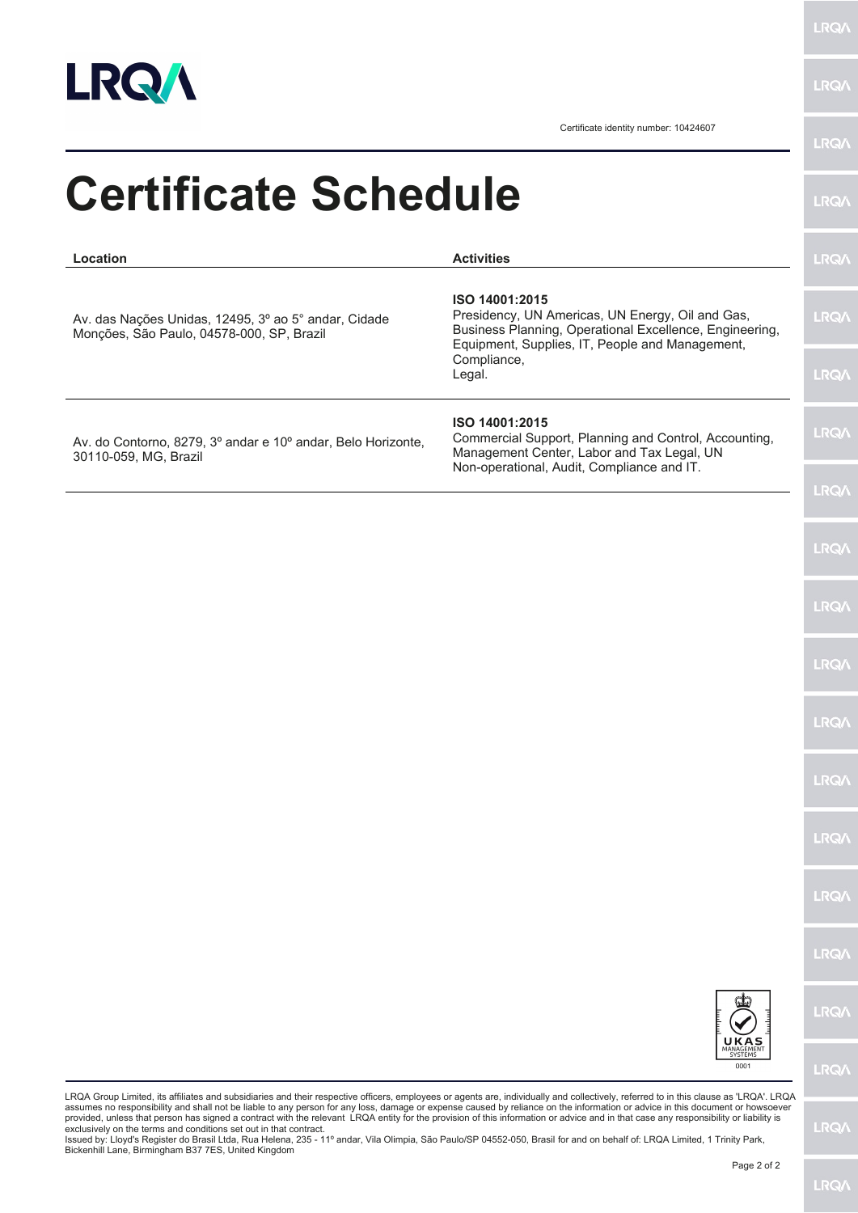Certificate identity number: 10424607

# Certificate Schedule

| Location | Activities |
| --- | --- |
| Av. das Nações Unidas, 12495, 3º ao 5° andar, Cidade Monções, São Paulo, 04578-000, SP, Brazil | **ISO 14001:2015**<br>Presidency, UN Americas, UN Energy, Oil and Gas, Business Planning, Operational Excellence, Engineering, Equipment, Supplies, IT, People and Management, Compliance,<br>Legal. |
| Av. do Contorno, 8279, 3º andar e 10º andar, Belo Horizonte, 30110-059, MG, Brazil | **ISO 14001:2015**<br>Commercial Support, Planning and Control, Accounting, Management Center, Labor and Tax Legal, UN Non-operational, Audit, Compliance and IT. |

UKAS MANAGEMENT SYSTEMS 0001

LRQA Group Limited, its affiliates and subsidiaries and their respective officers, employees or agents are, individually and collectively, referred to in this clause as 'LRQA'. LRQA assumes no responsibility and shall not be liable to any person for any loss, damage or expense caused by reliance on the information or advice in this document or howsoever provided, unless that person has signed a contract with the relevant LRQA entity for the provision of this information or advice and in that case any responsibility or liability is exclusively on the terms and conditions set out in that contract.
Issued by: Lloyd's Register do Brasil Ltda, Rua Helena, 235 - 11º andar, Vila Olimpia, São Paulo/SP 04552-050, Brasil for and on behalf of: LRQA Limited, 1 Trinity Park, Bickenhill Lane, Birmingham B37 7ES, United Kingdom